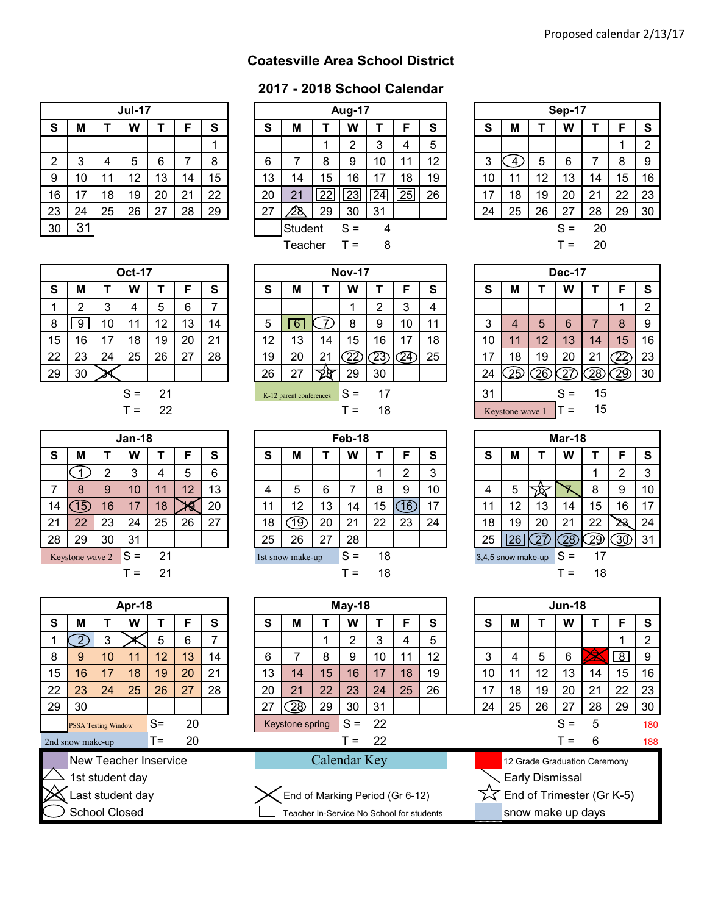Proposed calendar 2/13/17

# Coatesville Area School District

## 2017 - 2018 School Calendar

**Jul-17**

| S | M | T | W | T | F | S |
|---|---|---|---|---|---|---|
| | | | | | | 1 |
| 2 | 3 | 4 | 5 | 6 | 7 | 8 |
| 9 | 10 | 11 | 12 | 13 | 14 | 15 |
| 16 | 17 | 18 | 19 | 20 | 21 | 22 |
| 23 | 24 | 25 | 26 | 27 | 28 | 29 |
| 30 | 31 | | | | | |

**Aug-17**

| S | M | T | W | T | F | S |
|---|---|---|---|---|---|---|
| | | 1 | 2 | 3 | 4 | 5 |
| 6 | 7 | 8 | 9 | 10 | 11 | 12 |
| 13 | 14 | 15 | 16 | 17 | 18 | 19 |
| 20 | 21 | 22 | 23 | 24 | 25 | 26 |
| 27 | 28 | 29 | 30 | 31 | | |

Student S = 4
Teacher T = 8

**Sep-17**

| S | M | T | W | T | F | S |
|---|---|---|---|---|---|---|
| | | | | | 1 | 2 |
| 3 | 4 | 5 | 6 | 7 | 8 | 9 |
| 10 | 11 | 12 | 13 | 14 | 15 | 16 |
| 17 | 18 | 19 | 20 | 21 | 22 | 23 |
| 24 | 25 | 26 | 27 | 28 | 29 | 30 |

S = 20
T = 20

**Oct-17**

| S | M | T | W | T | F | S |
|---|---|---|---|---|---|---|
| 1 | 2 | 3 | 4 | 5 | 6 | 7 |
| 8 | 9 | 10 | 11 | 12 | 13 | 14 |
| 15 | 16 | 17 | 18 | 19 | 20 | 21 |
| 22 | 23 | 24 | 25 | 26 | 27 | 28 |
| 29 | 30 | 31 | | | | |

S = 21
T = 22

**Nov-17**

| S | M | T | W | T | F | S |
|---|---|---|---|---|---|---|
| | | | 1 | 2 | 3 | 4 |
| 5 | 6 | 7 | 8 | 9 | 10 | 11 |
| 12 | 13 | 14 | 15 | 16 | 17 | 18 |
| 19 | 20 | 21 | 22 | 23 | 24 | 25 |
| 26 | 27 | 28 | 29 | 30 | | |

K-12 parent conferences
S = 17
T = 18

**Dec-17**

| S | M | T | W | T | F | S |
|---|---|---|---|---|---|---|
| | | | | | 1 | 2 |
| 3 | 4 | 5 | 6 | 7 | 8 | 9 |
| 10 | 11 | 12 | 13 | 14 | 15 | 16 |
| 17 | 18 | 19 | 20 | 21 | 22 | 23 |
| 24 | 25 | 26 | 27 | 28 | 29 | 30 |
| 31 | | | | | | |

Keystone wave 1
S = 15
T = 15

**Jan-18**

| S | M | T | W | T | F | S |
|---|---|---|---|---|---|---|
| | 1 | 2 | 3 | 4 | 5 | 6 |
| 7 | 8 | 9 | 10 | 11 | 12 | 13 |
| 14 | 15 | 16 | 17 | 18 | 19 | 20 |
| 21 | 22 | 23 | 24 | 25 | 26 | 27 |
| 28 | 29 | 30 | 31 | | | |

Keystone wave 2
S = 21
T = 21

**Feb-18**

| S | M | T | W | T | F | S |
|---|---|---|---|---|---|---|
| | | | | 1 | 2 | 3 |
| 4 | 5 | 6 | 7 | 8 | 9 | 10 |
| 11 | 12 | 13 | 14 | 15 | 16 | 17 |
| 18 | 19 | 20 | 21 | 22 | 23 | 24 |
| 25 | 26 | 27 | 28 | | | |

1st snow make-up
S = 18
T = 18

**Mar-18**

| S | M | T | W | T | F | S |
|---|---|---|---|---|---|---|
| | | | | 1 | 2 | 3 |
| 4 | 5 | 6 | 7 | 8 | 9 | 10 |
| 11 | 12 | 13 | 14 | 15 | 16 | 17 |
| 18 | 19 | 20 | 21 | 22 | 23 | 24 |
| 25 | 26 | 27 | 28 | 29 | 30 | 31 |

3,4,5 snow make-up
S = 17
T = 18

**Apr-18**

| S | M | T | W | T | F | S |
|---|---|---|---|---|---|---|
| 1 | 2 | 3 | 4 | 5 | 6 | 7 |
| 8 | 9 | 10 | 11 | 12 | 13 | 14 |
| 15 | 16 | 17 | 18 | 19 | 20 | 21 |
| 22 | 23 | 24 | 25 | 26 | 27 | 28 |
| 29 | 30 | | | | | |

PSSA Testing Window
2nd snow make-up
S= 20
T= 20

**May-18**

| S | M | T | W | T | F | S |
|---|---|---|---|---|---|---|
| | | 1 | 2 | 3 | 4 | 5 |
| 6 | 7 | 8 | 9 | 10 | 11 | 12 |
| 13 | 14 | 15 | 16 | 17 | 18 | 19 |
| 20 | 21 | 22 | 23 | 24 | 25 | 26 |
| 27 | 28 | 29 | 30 | 31 | | |

Keystone spring
S = 22
T = 22

**Jun-18**

| S | M | T | W | T | F | S |
|---|---|---|---|---|---|---|
| | | | | | 1 | 2 |
| 3 | 4 | 5 | 6 | 7 | 8 | 9 |
| 10 | 11 | 12 | 13 | 14 | 15 | 16 |
| 17 | 18 | 19 | 20 | 21 | 22 | 23 |
| 24 | 25 | 26 | 27 | 28 | 29 | 30 |

S = 5 — 180
T = 6 — 188

**Calendar Key**

- New Teacher Inservice
- 1st student day
- Last student day
- School Closed
- End of Marking Period (Gr 6-12)
- Teacher In-Service No School for students
- 12 Grade Graduation Ceremony
- Early Dismissal
- End of Trimester (Gr K-5)
- snow make up days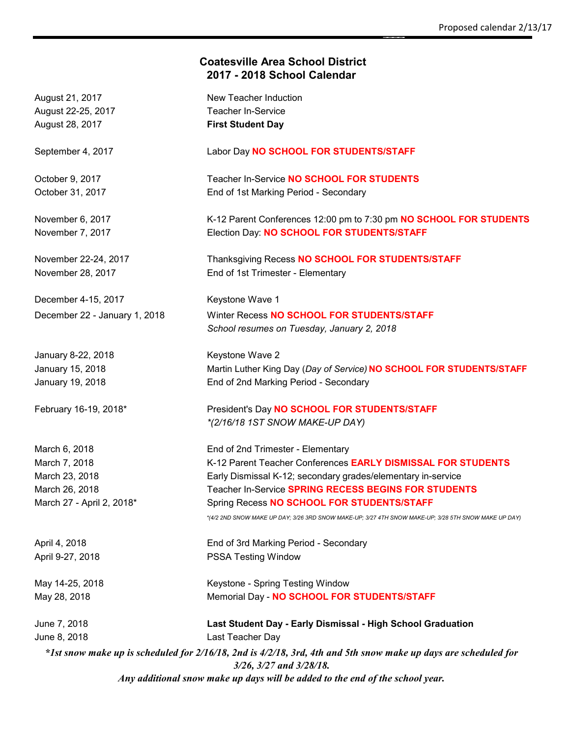Proposed calendar 2/13/17

## Coatesville Area School District
## 2017 - 2018 School Calendar

| | |
|---|---|
| August 21, 2017 | New Teacher Induction |
| August 22-25, 2017 | Teacher In-Service |
| August 28, 2017 | **First Student Day** |
| September 4, 2017 | Labor Day **NO SCHOOL FOR STUDENTS/STAFF** |
| October 9, 2017 | Teacher In-Service **NO SCHOOL FOR STUDENTS** |
| October 31, 2017 | End of 1st Marking Period - Secondary |
| November 6, 2017 | K-12 Parent Conferences 12:00 pm to 7:30 pm **NO SCHOOL FOR STUDENTS** |
| November 7, 2017 | Election Day: **NO SCHOOL FOR STUDENTS/STAFF** |
| November 22-24, 2017 | Thanksgiving Recess **NO SCHOOL FOR STUDENTS/STAFF** |
| November 28, 2017 | End of 1st Trimester - Elementary |
| December 4-15, 2017 | Keystone Wave 1 |
| December 22 - January 1, 2018 | Winter Recess **NO SCHOOL FOR STUDENTS/STAFF** *School resumes on Tuesday, January 2, 2018* |
| January 8-22, 2018 | Keystone Wave 2 |
| January 15, 2018 | Martin Luther King Day (*Day of Service)* **NO SCHOOL FOR STUDENTS/STAFF** |
| January 19, 2018 | End of 2nd Marking Period - Secondary |
| February 16-19, 2018* | President's Day **NO SCHOOL FOR STUDENTS/STAFF** *\*(2/16/18 1ST SNOW MAKE-UP DAY)* |
| March 6, 2018 | End of 2nd Trimester - Elementary |
| March 7, 2018 | K-12 Parent Teacher Conferences **EARLY DISMISSAL FOR STUDENTS** |
| March 23, 2018 | Early Dismissal K-12; secondary grades/elementary in-service |
| March 26, 2018 | Teacher In-Service **SPRING RECESS BEGINS FOR STUDENTS** |
| March 27 - April 2, 2018* | Spring Recess **NO SCHOOL FOR STUDENTS/STAFF** *\*(4/2 2ND SNOW MAKE UP DAY; 3/26 3RD SNOW MAKE-UP; 3/27 4TH SNOW MAKE-UP; 3/28 5TH SNOW MAKE UP DAY)* |
| April 4, 2018 | End of 3rd Marking Period - Secondary |
| April 9-27, 2018 | PSSA Testing Window |
| May 14-25, 2018 | Keystone - Spring Testing Window |
| May 28, 2018 | Memorial Day - **NO SCHOOL FOR STUDENTS/STAFF** |
| June 7, 2018 | **Last Student Day - Early Dismissal - High School Graduation** |
| June 8, 2018 | Last Teacher Day |

***1st snow make up is scheduled for 2/16/18, 2nd is 4/2/18, 3rd, 4th and 5th snow make up days are scheduled for 3/26, 3/27 and 3/28/18.***

***Any additional snow make up days will be added to the end of the school year.***